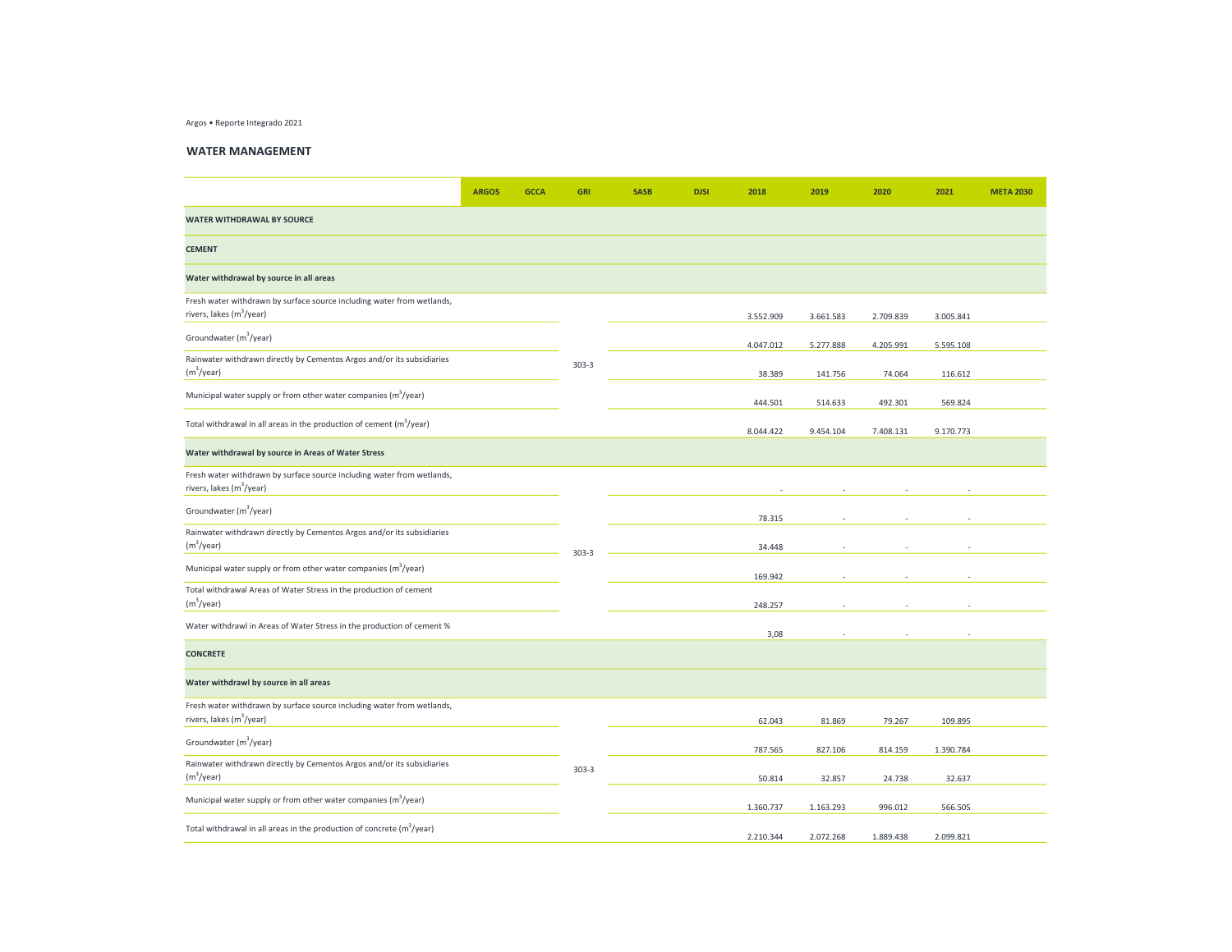Argos • Reporte Integrado 2021

## WATER MANAGEMENT

| | ARGOS | GCCA | GRI | SASB | DJSI | 2018 | 2019 | 2020 | 2021 | META 2030 |
|---|---|---|---|---|---|---|---|---|---|---|
| **WATER WITHDRAWAL BY SOURCE** | | | | | | | | | | |
| **CEMENT** | | | | | | | | | | |
| **Water withdrawal by source in all areas** | | | | | | | | | | |
| Fresh water withdrawn by surface source including water from wetlands, rivers, lakes ($m^3$/year) | | | 303-3 | | | 3.552.909 | 3.661.583 | 2.709.839 | 3.005.841 | |
| Groundwater ($m^3$/year) | | | 303-3 | | | 4.047.012 | 5.277.888 | 4.205.991 | 5.595.108 | |
| Rainwater withdrawn directly by Cementos Argos and/or its subsidiaries ($m^3$/year) | | | 303-3 | | | 38.389 | 141.756 | 74.064 | 116.612 | |
| Municipal water supply or from other water companies ($m^3$/year) | | | 303-3 | | | 444.501 | 514.633 | 492.301 | 569.824 | |
| Total withdrawal in all areas in the production of cement ($m^3$/year) | | | 303-3 | | | 8.044.422 | 9.454.104 | 7.408.131 | 9.170.773 | |
| **Water withdrawal by source in Areas of Water Stress** | | | | | | | | | | |
| Fresh water withdrawn by surface source including water from wetlands, rivers, lakes ($m^3$/year) | | | 303-3 | | | - | - | - | - | |
| Groundwater ($m^3$/year) | | | 303-3 | | | 78.315 | - | - | - | |
| Rainwater withdrawn directly by Cementos Argos and/or its subsidiaries ($m^3$/year) | | | 303-3 | | | 34.448 | - | - | - | |
| Municipal water supply or from other water companies ($m^3$/year) | | | 303-3 | | | 169.942 | - | - | - | |
| Total withdrawal Areas of Water Stress in the production of cement ($m^3$/year) | | | 303-3 | | | 248.257 | - | - | - | |
| Water withdrawl in Areas of Water Stress in the production of cement % | | | 303-3 | | | 3,08 | - | - | - | |
| **CONCRETE** | | | | | | | | | | |
| **Water withdrawl by source in all areas** | | | | | | | | | | |
| Fresh water withdrawn by surface source including water from wetlands, rivers, lakes ($m^3$/year) | | | 303-3 | | | 62.043 | 81.869 | 79.267 | 109.895 | |
| Groundwater ($m^3$/year) | | | 303-3 | | | 787.565 | 827.106 | 814.159 | 1.390.784 | |
| Rainwater withdrawn directly by Cementos Argos and/or its subsidiaries ($m^3$/year) | | | 303-3 | | | 50.814 | 32.857 | 24.738 | 32.637 | |
| Municipal water supply or from other water companies ($m^3$/year) | | | 303-3 | | | 1.360.737 | 1.163.293 | 996.012 | 566.505 | |
| Total withdrawal in all areas in the production of concrete ($m^3$/year) | | | 303-3 | | | 2.210.344 | 2.072.268 | 1.889.438 | 2.099.821 | |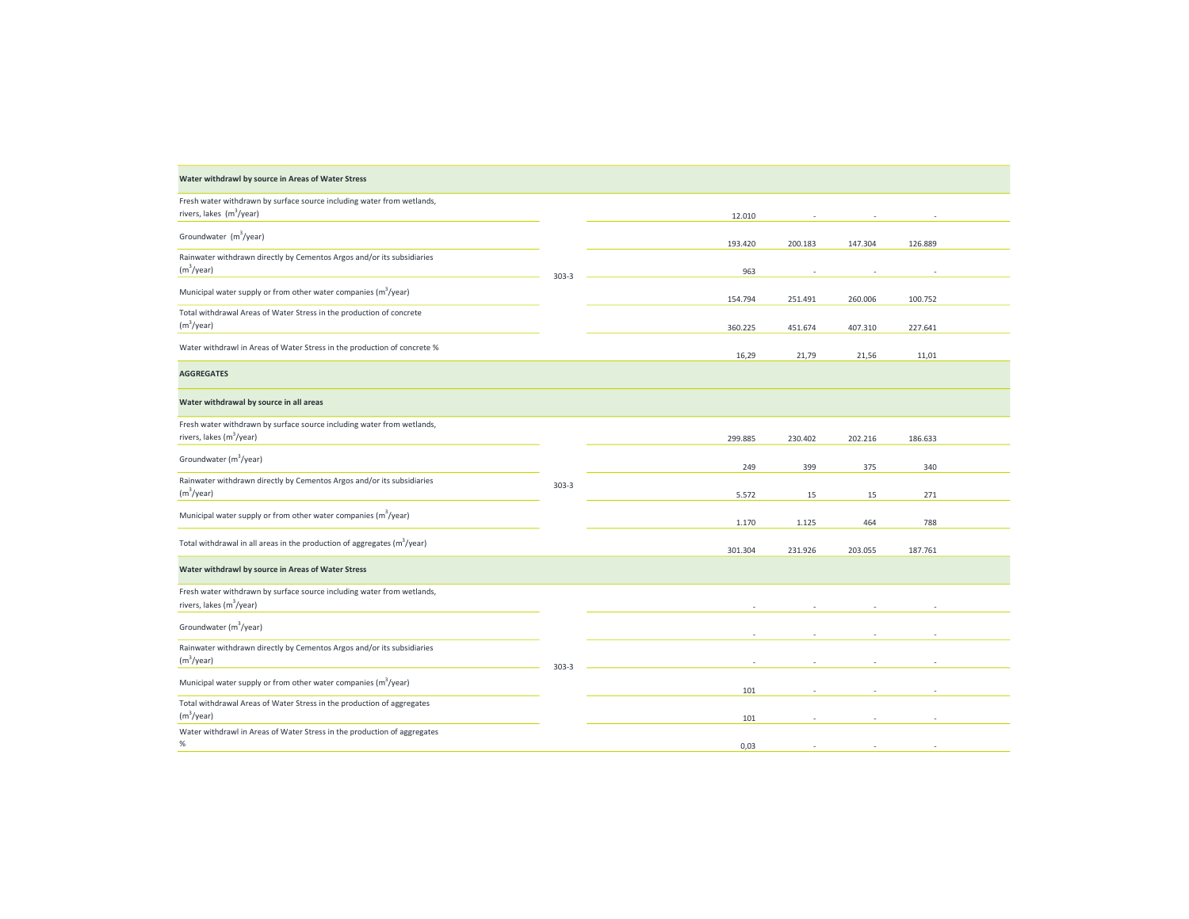| | | | | | |
|---|---|---|---|---|---|
| **Water withdrawl by source in Areas of Water Stress** | | | | | |
| Fresh water withdrawn by surface source including water from wetlands, rivers, lakes ($m^3$/year) | 303-3 | 12.010 | - | - | - |
| Groundwater ($m^3$/year) | | 193.420 | 200.183 | 147.304 | 126.889 |
| Rainwater withdrawn directly by Cementos Argos and/or its subsidiaries ($m^3$/year) | | 963 | - | - | - |
| Municipal water supply or from other water companies ($m^3$/year) | | 154.794 | 251.491 | 260.006 | 100.752 |
| Total withdrawal Areas of Water Stress in the production of concrete ($m^3$/year) | | 360.225 | 451.674 | 407.310 | 227.641 |
| Water withdrawl in Areas of Water Stress in the production of concrete % | | 16,29 | 21,79 | 21,56 | 11,01 |
| **AGGREGATES** | | | | | |
| **Water withdrawal by source in all areas** | | | | | |
| Fresh water withdrawn by surface source including water from wetlands, rivers, lakes ($m^3$/year) | 303-3 | 299.885 | 230.402 | 202.216 | 186.633 |
| Groundwater ($m^3$/year) | | 249 | 399 | 375 | 340 |
| Rainwater withdrawn directly by Cementos Argos and/or its subsidiaries ($m^3$/year) | | 5.572 | 15 | 15 | 271 |
| Municipal water supply or from other water companies ($m^3$/year) | | 1.170 | 1.125 | 464 | 788 |
| Total withdrawal in all areas in the production of aggregates ($m^3$/year) | | 301.304 | 231.926 | 203.055 | 187.761 |
| **Water withdrawl by source in Areas of Water Stress** | | | | | |
| Fresh water withdrawn by surface source including water from wetlands, rivers, lakes ($m^3$/year) | 303-3 | - | - | - | - |
| Groundwater ($m^3$/year) | | - | - | - | - |
| Rainwater withdrawn directly by Cementos Argos and/or its subsidiaries ($m^3$/year) | | - | - | - | - |
| Municipal water supply or from other water companies ($m^3$/year) | | 101 | - | - | - |
| Total withdrawal Areas of Water Stress in the production of aggregates ($m^3$/year) | | 101 | - | - | - |
| Water withdrawl in Areas of Water Stress in the production of aggregates % | | 0,03 | - | - | - |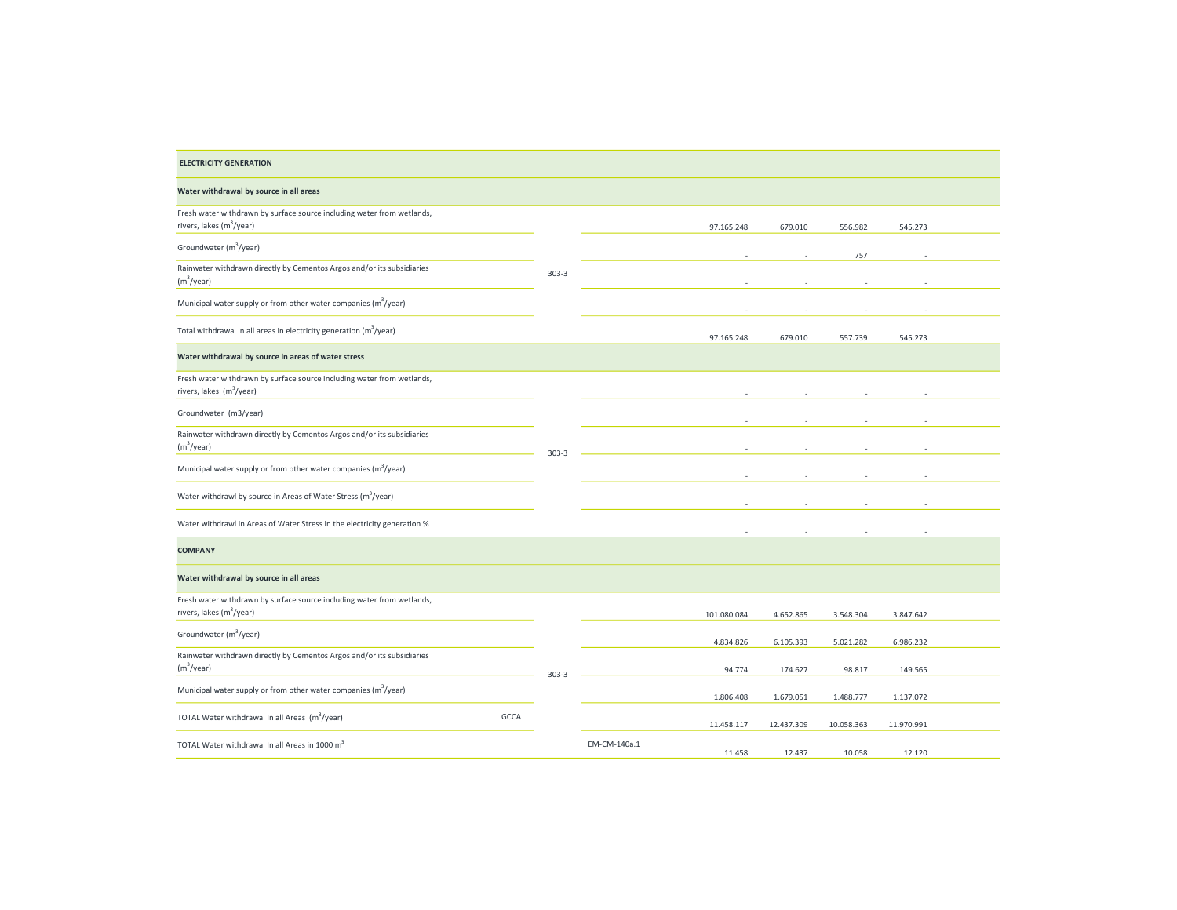| | | | | | | |
|---|---|---|---|---|---|---|
| **ELECTRICITY GENERATION** | | | | | | |
| **Water withdrawal by source in all areas** | | | | | | |
| Fresh water withdrawn by surface source including water from wetlands, rivers, lakes ($m^3$/year) | 303-3 | | 97.165.248 | 679.010 | 556.982 | 545.273 |
| Groundwater ($m^3$/year) | | | - | - | 757 | - |
| Rainwater withdrawn directly by Cementos Argos and/or its subsidiaries ($m^3$/year) | | | - | - | - | - |
| Municipal water supply or from other water companies ($m^3$/year) | | | - | - | - | - |
| Total withdrawal in all areas in electricity generation ($m^3$/year) | | | 97.165.248 | 679.010 | 557.739 | 545.273 |
| **Water withdrawal by source in areas of water stress** | | | | | | |
| Fresh water withdrawn by surface source including water from wetlands, rivers, lakes ($m^3$/year) | 303-3 | | - | - | - | - |
| Groundwater (m3/year) | | | - | - | - | - |
| Rainwater withdrawn directly by Cementos Argos and/or its subsidiaries ($m^3$/year) | | | - | - | - | - |
| Municipal water supply or from other water companies ($m^3$/year) | | | - | - | - | - |
| Water withdrawl by source in Areas of Water Stress ($m^3$/year) | | | - | - | - | - |
| Water withdrawl in Areas of Water Stress in the electricity generation % | | | - | - | - | - |
| **COMPANY** | | | | | | |
| **Water withdrawal by source in all areas** | | | | | | |
| Fresh water withdrawn by surface source including water from wetlands, rivers, lakes ($m^3$/year) | 303-3 | | 101.080.084 | 4.652.865 | 3.548.304 | 3.847.642 |
| Groundwater ($m^3$/year) | | | 4.834.826 | 6.105.393 | 5.021.282 | 6.986.232 |
| Rainwater withdrawn directly by Cementos Argos and/or its subsidiaries ($m^3$/year) | | | 94.774 | 174.627 | 98.817 | 149.565 |
| Municipal water supply or from other water companies ($m^3$/year) | | | 1.806.408 | 1.679.051 | 1.488.777 | 1.137.072 |
| TOTAL Water withdrawal In all Areas ($m^3$/year) GCCA | | | 11.458.117 | 12.437.309 | 10.058.363 | 11.970.991 |
| TOTAL Water withdrawal In all Areas in 1000 $m^3$ | | EM-CM-140a.1 | 11.458 | 12.437 | 10.058 | 12.120 |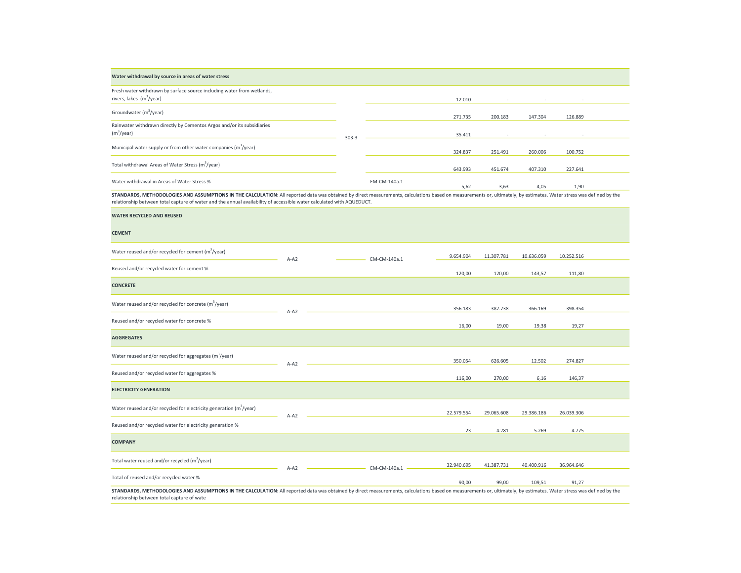| Indicator | GRI | SASB | | | | | |
|---|---|---|---|---|---|---|---|
| **Water withdrawal by source in areas of water stress** | | | | | | | |
| Fresh water withdrawn by surface source including water from wetlands, rivers, lakes ($m^3$/year) | 303-3 | | 12.010 | - | - | - | |
| Groundwater ($m^3$/year) | 303-3 | | 271.735 | 200.183 | 147.304 | 126.889 | |
| Rainwater withdrawn directly by Cementos Argos and/or its subsidiaries ($m^3$/year) | 303-3 | | 35.411 | - | - | - | |
| Municipal water supply or from other water companies ($m^3$/year) | 303-3 | | 324.837 | 251.491 | 260.006 | 100.752 | |
| Total withdrawal Areas of Water Stress ($m^3$/year) | 303-3 | | 643.993 | 451.674 | 407.310 | 227.641 | |
| Water withdrawal in Areas of Water Stress % | | EM-CM-140a.1 | 5,62 | 3,63 | 4,05 | 1,90 | |

**STANDARDS, METHODOLOGIES AND ASSUMPTIONS IN THE CALCULATION:** All reported data was obtained by direct measurements, calculations based on measurements or, ultimately, by estimates. Water stress was defined by the relationship between total capture of water and the annual availability of accessible water calculated with AQUEDUCT.

| Indicator | GRI | SASB | | | | | |
|---|---|---|---|---|---|---|---|
| **WATER RECYCLED AND REUSED** | | | | | | | |
| **CEMENT** | | | | | | | |
| Water reused and/or recycled for cement ($m^3$/year) | A-A2 | EM-CM-140a.1 | 9.654.904 | 11.307.781 | 10.636.059 | 10.252.516 | |
| Reused and/or recycled water for cement % | A-A2 | EM-CM-140a.1 | 120,00 | 120,00 | 143,57 | 111,80 | |
| **CONCRETE** | | | | | | | |
| Water reused and/or recycled for concrete ($m^3$/year) | A-A2 | | 356.183 | 387.738 | 366.169 | 398.354 | |
| Reused and/or recycled water for concrete % | A-A2 | | 16,00 | 19,00 | 19,38 | 19,27 | |
| **AGGREGATES** | | | | | | | |
| Water reused and/or recycled for aggregates ($m^3$/year) | A-A2 | | 350.054 | 626.605 | 12.502 | 274.827 | |
| Reused and/or recycled water for aggregates % | A-A2 | | 116,00 | 270,00 | 6,16 | 146,37 | |
| **ELECTRICITY GENERATION** | | | | | | | |
| Water reused and/or recycled for electricity generation ($m^3$/year) | A-A2 | | 22.579.554 | 29.065.608 | 29.386.186 | 26.039.306 | |
| Reused and/or recycled water for electricity generation % | A-A2 | | 23 | 4.281 | 5.269 | 4.775 | |
| **COMPANY** | | | | | | | |
| Total water reused and/or recycled ($m^3$/year) | A-A2 | EM-CM-140a.1 | 32.940.695 | 41.387.731 | 40.400.916 | 36.964.646 | |
| Total of reused and/or recycled water % | A-A2 | EM-CM-140a.1 | 90,00 | 99,00 | 109,51 | 91,27 | |

**STANDARDS, METHODOLOGIES AND ASSUMPTIONS IN THE CALCULATION:** All reported data was obtained by direct measurements, calculations based on measurements or, ultimately, by estimates. Water stress was defined by the relationship between total capture of wate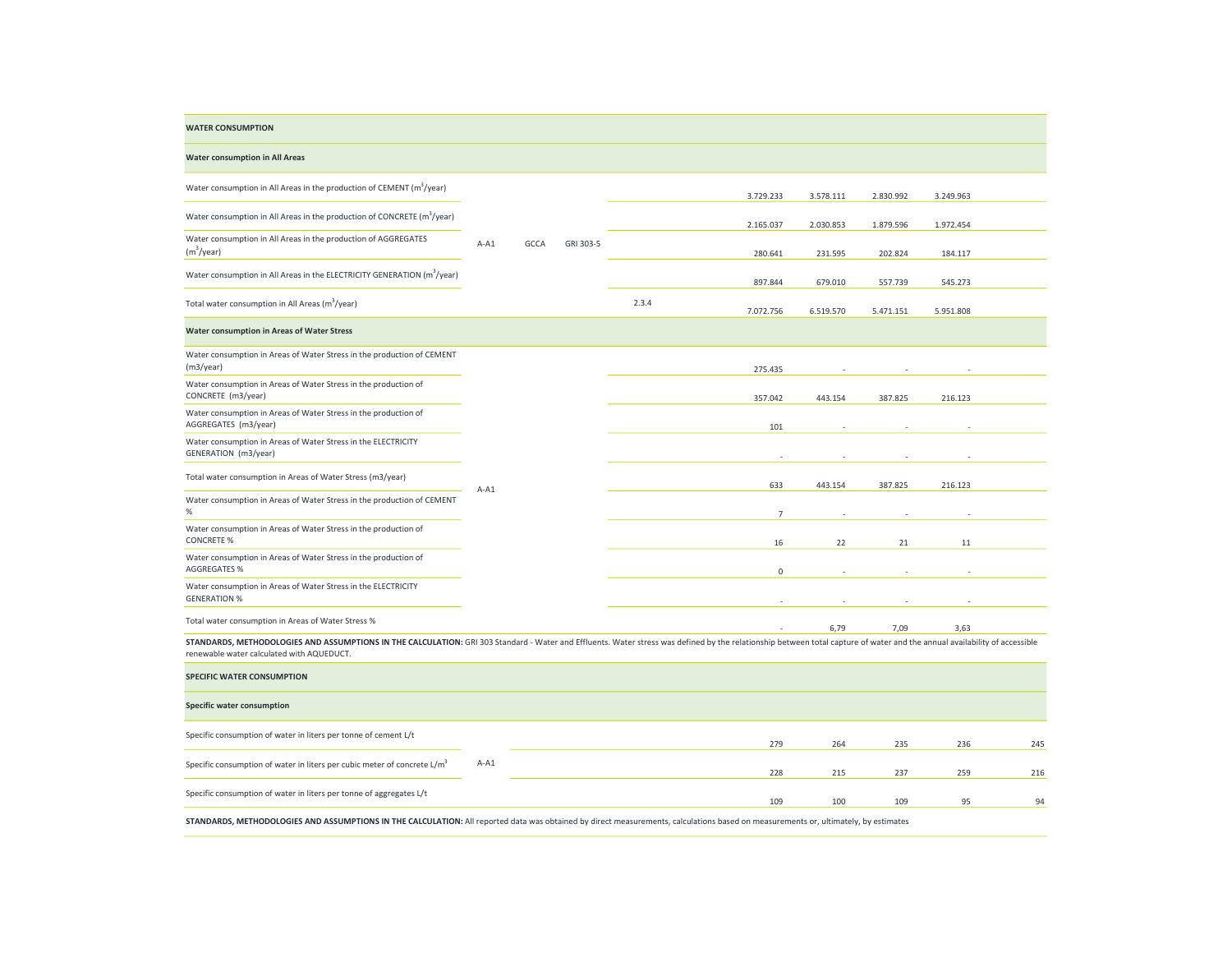| WATER CONSUMPTION | | | | | | | | | |
|---|---|---|---|---|---|---|---|---|---|
| **Water consumption in All Areas** | | | | | | | | | |
| Water consumption in All Areas in the production of CEMENT ($m^3$/year) | A-A1 | GCCA | GRI 303-5 | | 3.729.233 | 3.578.111 | 2.830.992 | 3.249.963 | |
| Water consumption in All Areas in the production of CONCRETE ($m^3$/year) | | | | | 2.165.037 | 2.030.853 | 1.879.596 | 1.972.454 | |
| Water consumption in All Areas in the production of AGGREGATES ($m^3$/year) | | | | | 280.641 | 231.595 | 202.824 | 184.117 | |
| Water consumption in All Areas in the ELECTRICITY GENERATION ($m^3$/year) | | | | | 897.844 | 679.010 | 557.739 | 545.273 | |
| Total water consumption in All Areas ($m^3$/year) | | | | 2.3.4 | 7.072.756 | 6.519.570 | 5.471.151 | 5.951.808 | |
| **Water consumption in Areas of Water Stress** | | | | | | | | | |
| Water consumption in Areas of Water Stress in the production of CEMENT (m3/year) | A-A1 | | | | 275.435 | - | - | - | |
| Water consumption in Areas of Water Stress in the production of CONCRETE (m3/year) | | | | | 357.042 | 443.154 | 387.825 | 216.123 | |
| Water consumption in Areas of Water Stress in the production of AGGREGATES (m3/year) | | | | | 101 | - | - | - | |
| Water consumption in Areas of Water Stress in the ELECTRICITY GENERATION (m3/year) | | | | | - | - | - | - | |
| Total water consumption in Areas of Water Stress (m3/year) | | | | | 633 | 443.154 | 387.825 | 216.123 | |
| Water consumption in Areas of Water Stress in the production of CEMENT % | | | | | 7 | - | - | - | |
| Water consumption in Areas of Water Stress in the production of CONCRETE % | | | | | 16 | 22 | 21 | 11 | |
| Water consumption in Areas of Water Stress in the production of AGGREGATES % | | | | | 0 | - | - | - | |
| Water consumption in Areas of Water Stress in the ELECTRICITY GENERATION % | | | | | - | - | - | - | |
| Total water consumption in Areas of Water Stress % | | | | | - | 6,79 | 7,09 | 3,63 | |

**STANDARDS, METHODOLOGIES AND ASSUMPTIONS IN THE CALCULATION:** GRI 303 Standard - Water and Effluents. Water stress was defined by the relationship between total capture of water and the annual availability of accessible renewable water calculated with AQUEDUCT.

| SPECIFIC WATER CONSUMPTION | | | | | | | |
|---|---|---|---|---|---|---|---|
| **Specific water consumption** | | | | | | | |
| Specific consumption of water in liters per tonne of cement L/t | A-A1 | | 279 | 264 | 235 | 236 | 245 |
| Specific consumption of water in liters per cubic meter of concrete L/$m^3$ | | | 228 | 215 | 237 | 259 | 216 |
| Specific consumption of water in liters per tonne of aggregates L/t | | | 109 | 100 | 109 | 95 | 94 |

**STANDARDS, METHODOLOGIES AND ASSUMPTIONS IN THE CALCULATION:** All reported data was obtained by direct measurements, calculations based on measurements or, ultimately, by estimates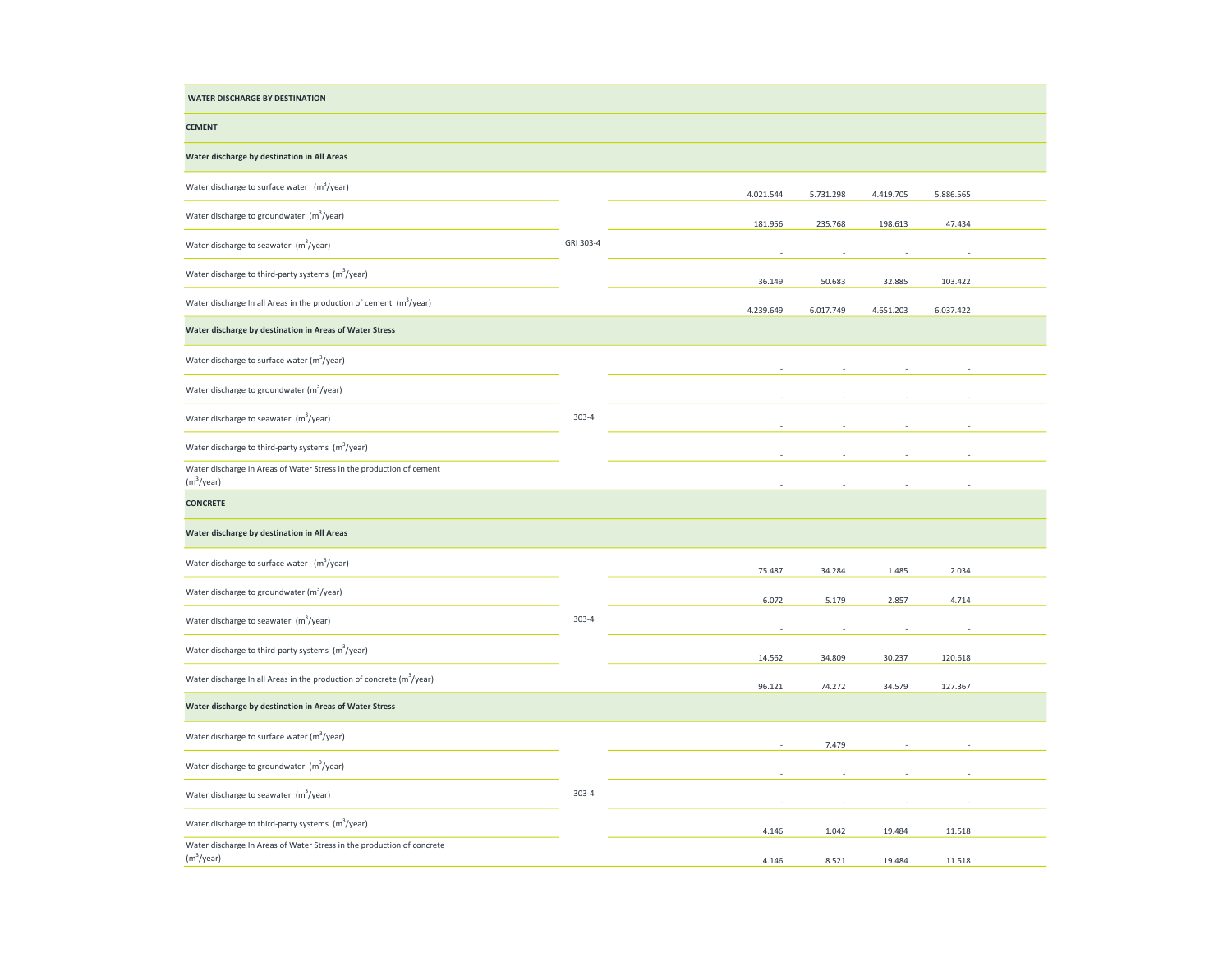| WATER DISCHARGE BY DESTINATION | | | | | | |
|---|---|---|---|---|---|---|
| **CEMENT** | | | | | | |
| **Water discharge by destination in All Areas** | | | | | | |
| Water discharge to surface water ($m^3$/year) | GRI 303-4 | | 4.021.544 | 5.731.298 | 4.419.705 | 5.886.565 |
| Water discharge to groundwater ($m^3$/year) | | | 181.956 | 235.768 | 198.613 | 47.434 |
| Water discharge to seawater ($m^3$/year) | | | - | - | - | - |
| Water discharge to third-party systems ($m^3$/year) | | | 36.149 | 50.683 | 32.885 | 103.422 |
| Water discharge In all Areas in the production of cement ($m^3$/year) | | | 4.239.649 | 6.017.749 | 4.651.203 | 6.037.422 |
| **Water discharge by destination in Areas of Water Stress** | | | | | | |
| Water discharge to surface water ($m^3$/year) | 303-4 | | - | - | - | - |
| Water discharge to groundwater ($m^3$/year) | | | - | - | - | - |
| Water discharge to seawater ($m^3$/year) | | | - | - | - | - |
| Water discharge to third-party systems ($m^3$/year) | | | - | - | - | - |
| Water discharge In Areas of Water Stress in the production of cement ($m^3$/year) | | | - | - | - | - |
| **CONCRETE** | | | | | | |
| **Water discharge by destination in All Areas** | | | | | | |
| Water discharge to surface water ($m^3$/year) | 303-4 | | 75.487 | 34.284 | 1.485 | 2.034 |
| Water discharge to groundwater ($m^3$/year) | | | 6.072 | 5.179 | 2.857 | 4.714 |
| Water discharge to seawater ($m^3$/year) | | | - | - | - | - |
| Water discharge to third-party systems ($m^3$/year) | | | 14.562 | 34.809 | 30.237 | 120.618 |
| Water discharge In all Areas in the production of concrete ($m^3$/year) | | | 96.121 | 74.272 | 34.579 | 127.367 |
| **Water discharge by destination in Areas of Water Stress** | | | | | | |
| Water discharge to surface water ($m^3$/year) | 303-4 | | - | 7.479 | - | - |
| Water discharge to groundwater ($m^3$/year) | | | - | - | - | - |
| Water discharge to seawater ($m^3$/year) | | | - | - | - | - |
| Water discharge to third-party systems ($m^3$/year) | | | 4.146 | 1.042 | 19.484 | 11.518 |
| Water discharge In Areas of Water Stress in the production of concrete ($m^3$/year) | | | 4.146 | 8.521 | 19.484 | 11.518 |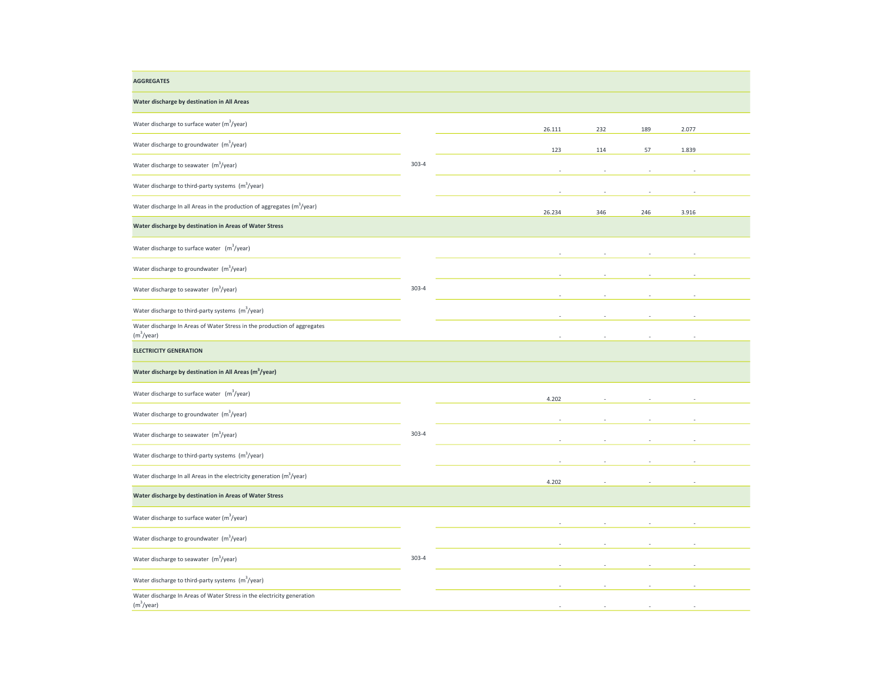| AGGREGATES | | | | | |
|---|---|---|---|---|---|
| **Water discharge by destination in All Areas** | | | | | |
| Water discharge to surface water ($m^3$/year) | 303-4 | 26.111 | 232 | 189 | 2.077 |
| Water discharge to groundwater ($m^3$/year) | | 123 | 114 | 57 | 1.839 |
| Water discharge to seawater ($m^3$/year) | | - | - | - | - |
| Water discharge to third-party systems ($m^3$/year) | | - | - | - | - |
| Water discharge In all Areas in the production of aggregates ($m^3$/year) | | 26.234 | 346 | 246 | 3.916 |
| **Water discharge by destination in Areas of Water Stress** | | | | | |
| Water discharge to surface water ($m^3$/year) | 303-4 | - | - | - | - |
| Water discharge to groundwater ($m^3$/year) | | - | - | - | - |
| Water discharge to seawater ($m^3$/year) | | - | - | - | - |
| Water discharge to third-party systems ($m^3$/year) | | - | - | - | - |
| Water discharge In Areas of Water Stress in the production of aggregates ($m^3$/year) | | - | - | - | - |
| **ELECTRICITY GENERATION** | | | | | |
| **Water discharge by destination in All Areas ($m^3$/year)** | | | | | |
| Water discharge to surface water ($m^3$/year) | 303-4 | 4.202 | - | - | - |
| Water discharge to groundwater ($m^3$/year) | | - | - | - | - |
| Water discharge to seawater ($m^3$/year) | | - | - | - | - |
| Water discharge to third-party systems ($m^3$/year) | | - | - | - | - |
| Water discharge In all Areas in the electricity generation ($m^3$/year) | | 4.202 | - | - | - |
| **Water discharge by destination in Areas of Water Stress** | | | | | |
| Water discharge to surface water ($m^3$/year) | 303-4 | - | - | - | - |
| Water discharge to groundwater ($m^3$/year) | | - | - | - | - |
| Water discharge to seawater ($m^3$/year) | | - | - | - | - |
| Water discharge to third-party systems ($m^3$/year) | | - | - | - | - |
| Water discharge In Areas of Water Stress in the electricity generation ($m^3$/year) | | - | - | - | - |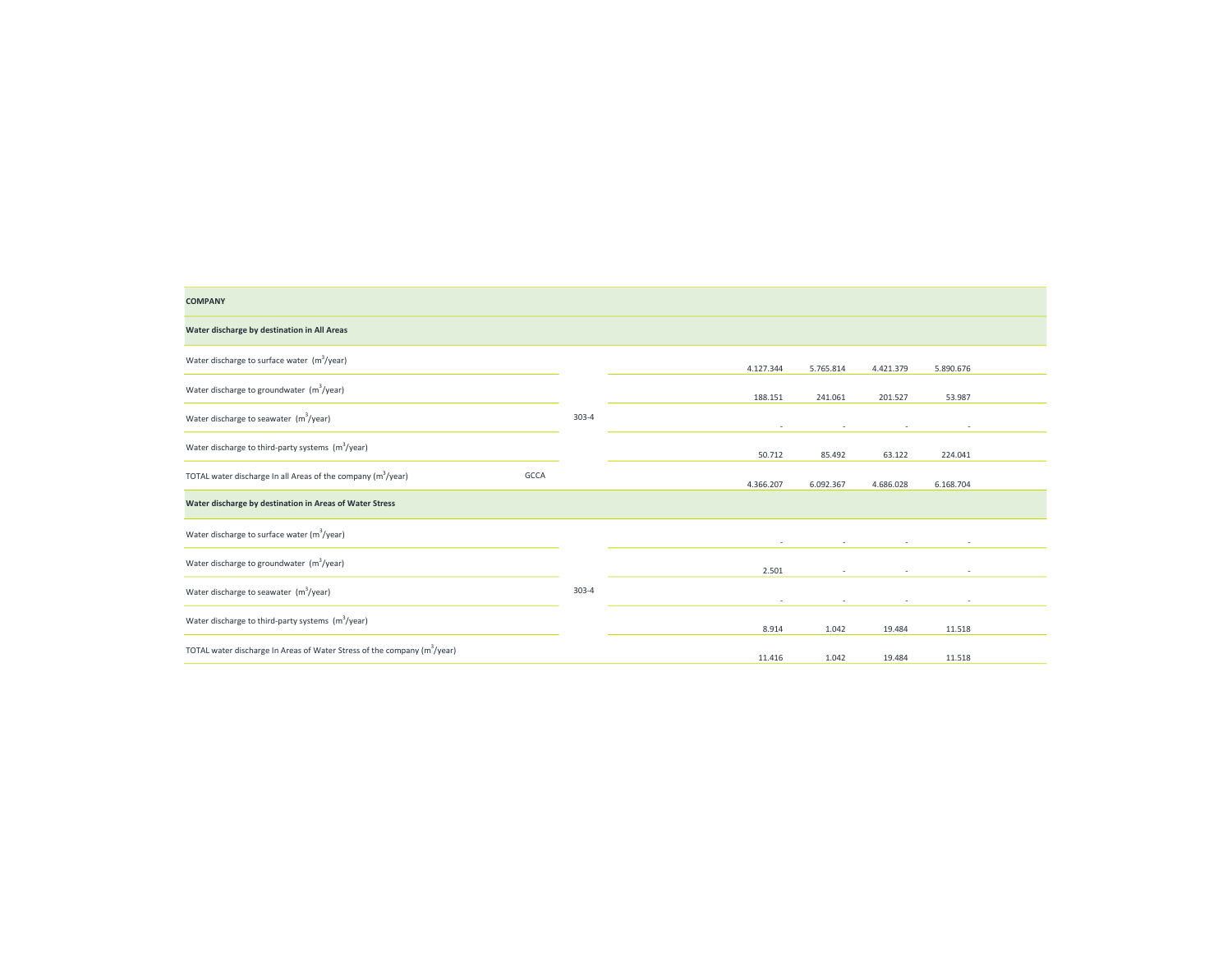| COMPANY | | | | | | |
|---|---|---|---|---|---|---|
| **Water discharge by destination in All Areas** | | | | | | |
| Water discharge to surface water ($m^3$/year) | | 303-4 | 4.127.344 | 5.765.814 | 4.421.379 | 5.890.676 |
| Water discharge to groundwater ($m^3$/year) | | 303-4 | 188.151 | 241.061 | 201.527 | 53.987 |
| Water discharge to seawater ($m^3$/year) | | 303-4 | - | - | - | - |
| Water discharge to third-party systems ($m^3$/year) | | 303-4 | 50.712 | 85.492 | 63.122 | 224.041 |
| TOTAL water discharge In all Areas of the company ($m^3$/year) | GCCA | 303-4 | 4.366.207 | 6.092.367 | 4.686.028 | 6.168.704 |
| **Water discharge by destination in Areas of Water Stress** | | | | | | |
| Water discharge to surface water ($m^3$/year) | | 303-4 | - | - | - | - |
| Water discharge to groundwater ($m^3$/year) | | 303-4 | 2.501 | - | - | - |
| Water discharge to seawater ($m^3$/year) | | 303-4 | - | - | - | - |
| Water discharge to third-party systems ($m^3$/year) | | 303-4 | 8.914 | 1.042 | 19.484 | 11.518 |
| TOTAL water discharge In Areas of Water Stress of the company ($m^3$/year) | | 303-4 | 11.416 | 1.042 | 19.484 | 11.518 |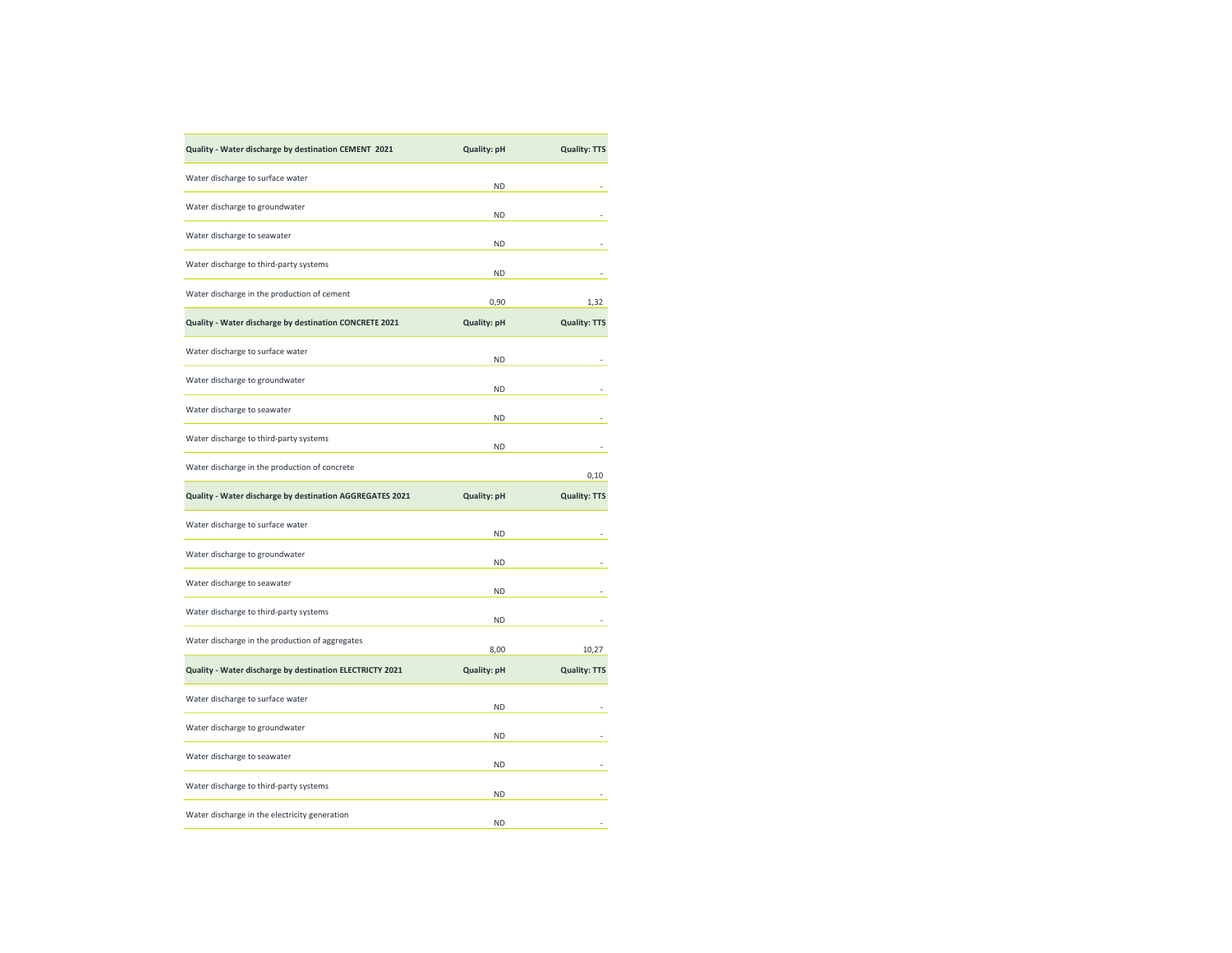| Quality - Water discharge by destination CEMENT 2021 | Quality: pH | Quality: TTS |
|---|---|---|
| Water discharge to surface water | ND | - |
| Water discharge to groundwater | ND | - |
| Water discharge to seawater | ND | - |
| Water discharge to third-party systems | ND | - |
| Water discharge in the production of cement | 0,90 | 1,32 |

| Quality - Water discharge by destination CONCRETE 2021 | Quality: pH | Quality: TTS |
|---|---|---|
| Water discharge to surface water | ND | - |
| Water discharge to groundwater | ND | - |
| Water discharge to seawater | ND | - |
| Water discharge to third-party systems | ND | - |
| Water discharge in the production of concrete | | 0,10 |

| Quality - Water discharge by destination AGGREGATES 2021 | Quality: pH | Quality: TTS |
|---|---|---|
| Water discharge to surface water | ND | - |
| Water discharge to groundwater | ND | - |
| Water discharge to seawater | ND | - |
| Water discharge to third-party systems | ND | - |
| Water discharge in the production of aggregates | 8,00 | 10,27 |

| Quality - Water discharge by destination ELECTRICTY 2021 | Quality: pH | Quality: TTS |
|---|---|---|
| Water discharge to surface water | ND | - |
| Water discharge to groundwater | ND | - |
| Water discharge to seawater | ND | - |
| Water discharge to third-party systems | ND | - |
| Water discharge in the electricity generation | ND | - |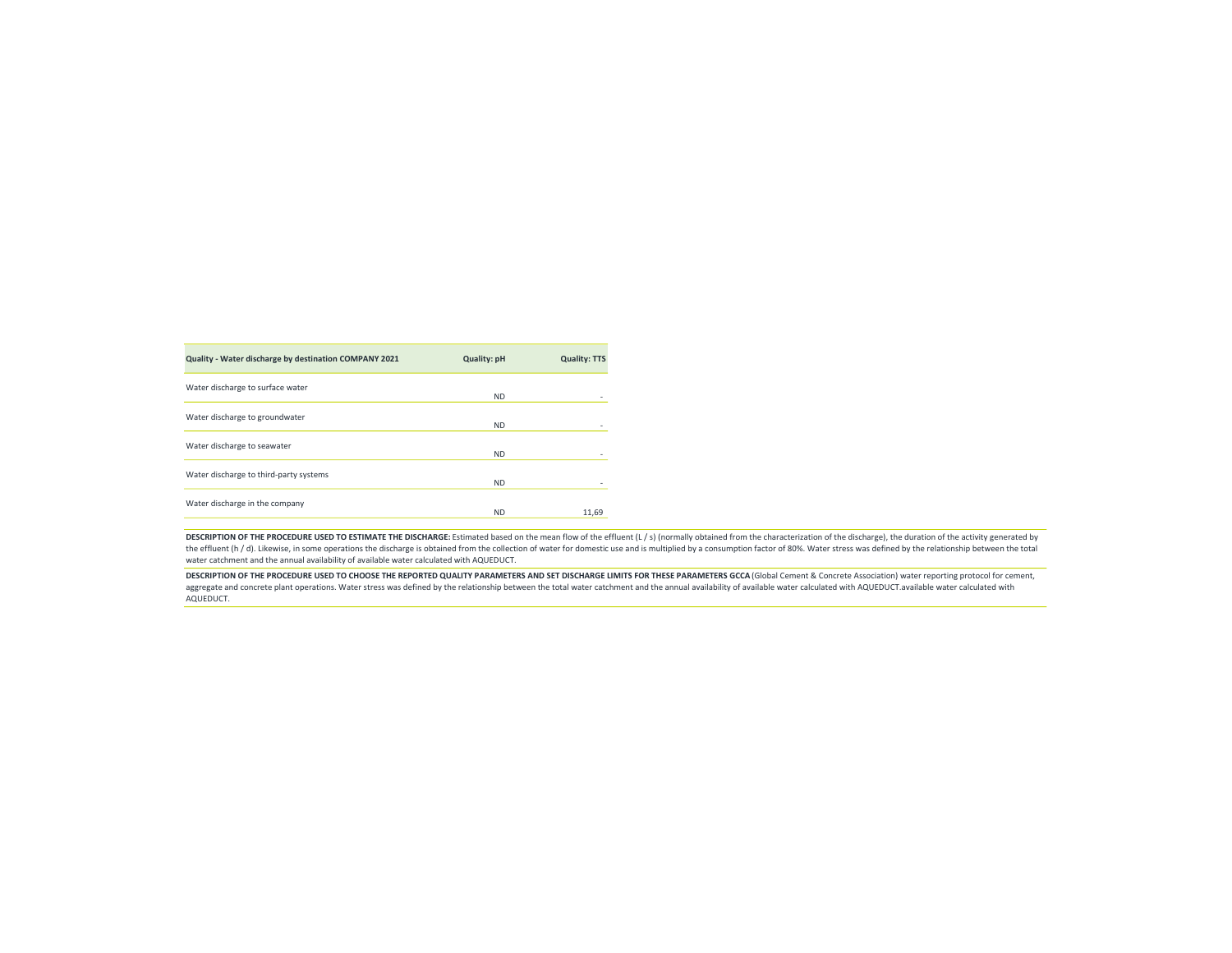| Quality - Water discharge by destination COMPANY 2021 | Quality: pH | Quality: TTS |
|---|---|---|
| Water discharge to surface water | ND | - |
| Water discharge to groundwater | ND | - |
| Water discharge to seawater | ND | - |
| Water discharge to third-party systems | ND | - |
| Water discharge in the company | ND | 11,69 |

**DESCRIPTION OF THE PROCEDURE USED TO ESTIMATE THE DISCHARGE:** Estimated based on the mean flow of the effluent (L / s) (normally obtained from the characterization of the discharge), the duration of the activity generated by the effluent (h / d). Likewise, in some operations the discharge is obtained from the collection of water for domestic use and is multiplied by a consumption factor of 80%. Water stress was defined by the relationship between the total water catchment and the annual availability of available water calculated with AQUEDUCT.

**DESCRIPTION OF THE PROCEDURE USED TO CHOOSE THE REPORTED QUALITY PARAMETERS AND SET DISCHARGE LIMITS FOR THESE PARAMETERS GCCA** (Global Cement & Concrete Association) water reporting protocol for cement, aggregate and concrete plant operations. Water stress was defined by the relationship between the total water catchment and the annual availability of available water calculated with AQUEDUCT.available water calculated with AQUEDUCT.